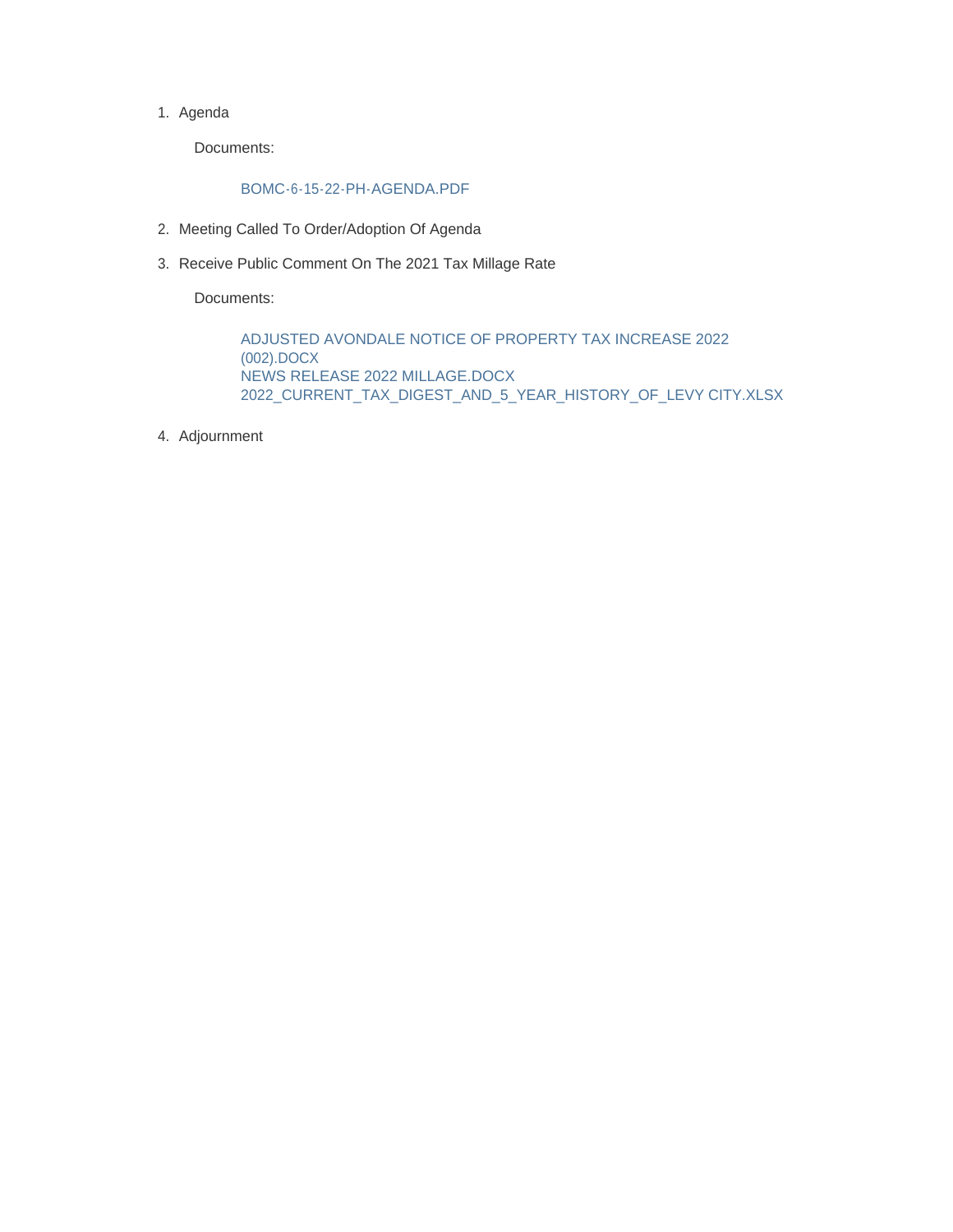1. Agenda

   Documents:

   BOMC-6-15-22-PH-AGENDA.PDF

2. Meeting Called To Order/Adoption Of Agenda

3. Receive Public Comment On The 2021 Tax Millage Rate

   Documents:

   ADJUSTED AVONDALE NOTICE OF PROPERTY TAX INCREASE 2022 (002).DOCX
   NEWS RELEASE 2022 MILLAGE.DOCX
   2022_CURRENT_TAX_DIGEST_AND_5_YEAR_HISTORY_OF_LEVY CITY.XLSX

4. Adjournment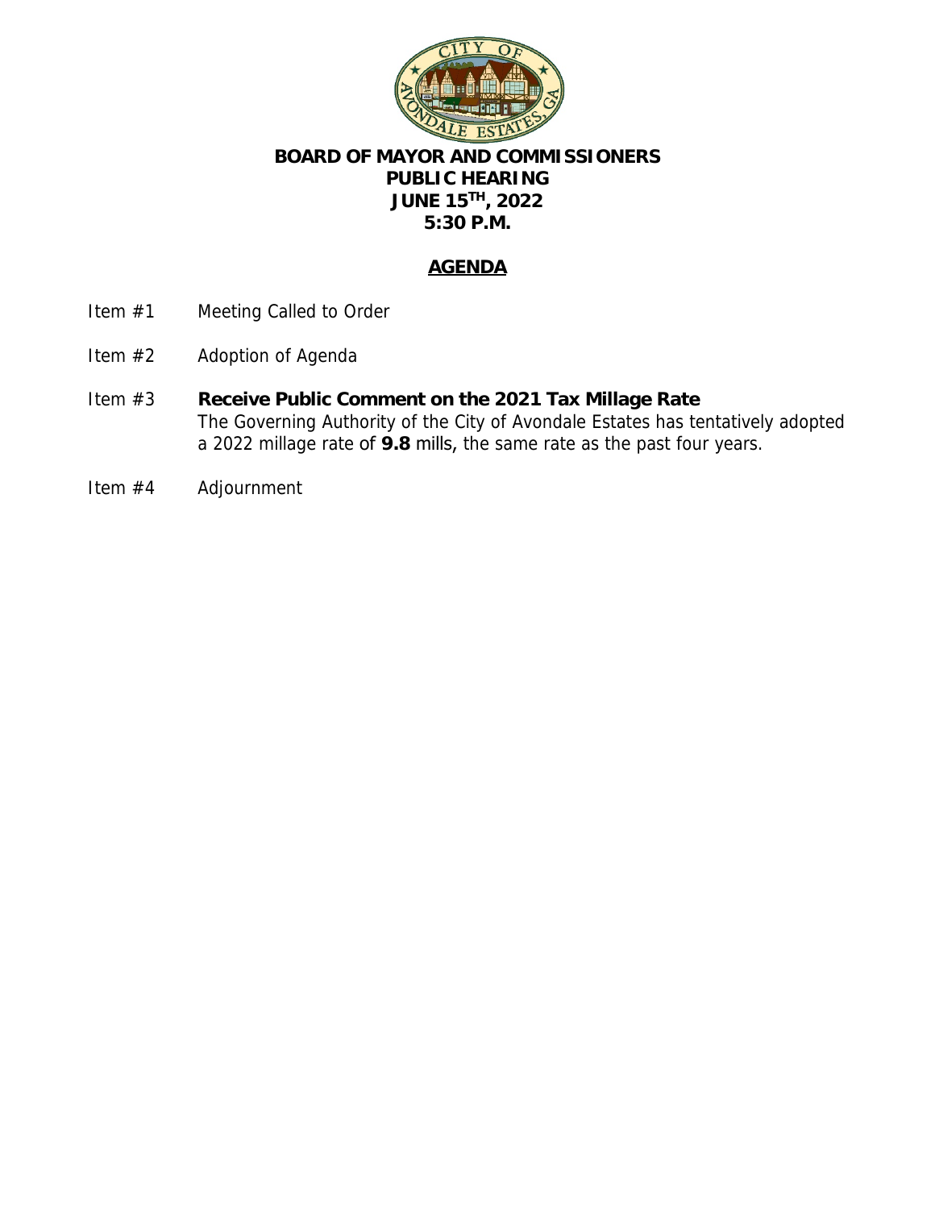**BOARD OF MAYOR AND COMMISSIONERS**
**PUBLIC HEARING**
**JUNE 15TH, 2022**
**5:30 P.M.**

**AGENDA**

Item #1 Meeting Called to Order

Item #2 Adoption of Agenda

Item #3 **Receive Public Comment on the 2021 Tax Millage Rate**
The Governing Authority of the City of Avondale Estates has tentatively adopted a 2022 millage rate of **9.8** mills, the same rate as the past four years.

Item #4 Adjournment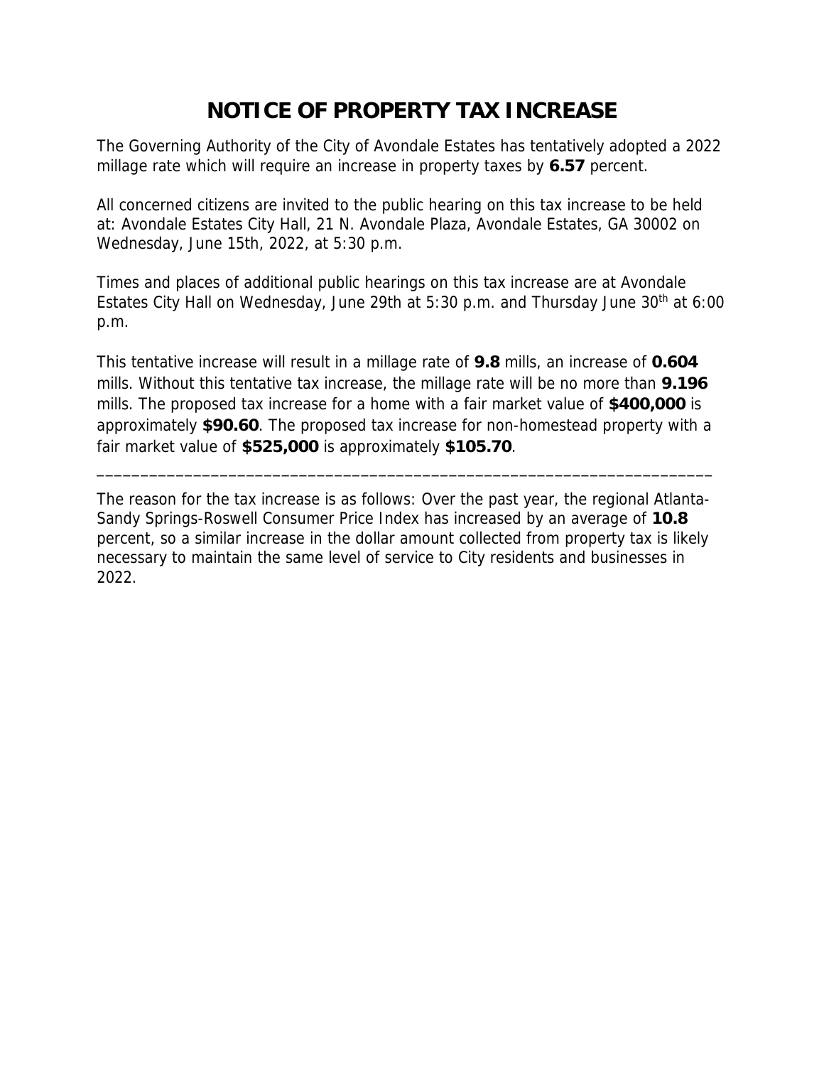# NOTICE OF PROPERTY TAX INCREASE

The Governing Authority of the City of Avondale Estates has tentatively adopted a 2022 millage rate which will require an increase in property taxes by **6.57** percent.

All concerned citizens are invited to the public hearing on this tax increase to be held at: Avondale Estates City Hall, 21 N. Avondale Plaza, Avondale Estates, GA 30002 on Wednesday, June 15th, 2022, at 5:30 p.m.

Times and places of additional public hearings on this tax increase are at Avondale Estates City Hall on Wednesday, June 29th at 5:30 p.m. and Thursday June 30th at 6:00 p.m.

This tentative increase will result in a millage rate of **9.8** mills, an increase of **0.604** mills. Without this tentative tax increase, the millage rate will be no more than **9.196** mills. The proposed tax increase for a home with a fair market value of **$400,000** is approximately **$90.60**. The proposed tax increase for non-homestead property with a fair market value of **$525,000** is approximately **$105.70**.

---

The reason for the tax increase is as follows: Over the past year, the regional Atlanta-Sandy Springs-Roswell Consumer Price Index has increased by an average of **10.8** percent, so a similar increase in the dollar amount collected from property tax is likely necessary to maintain the same level of service to City residents and businesses in 2022.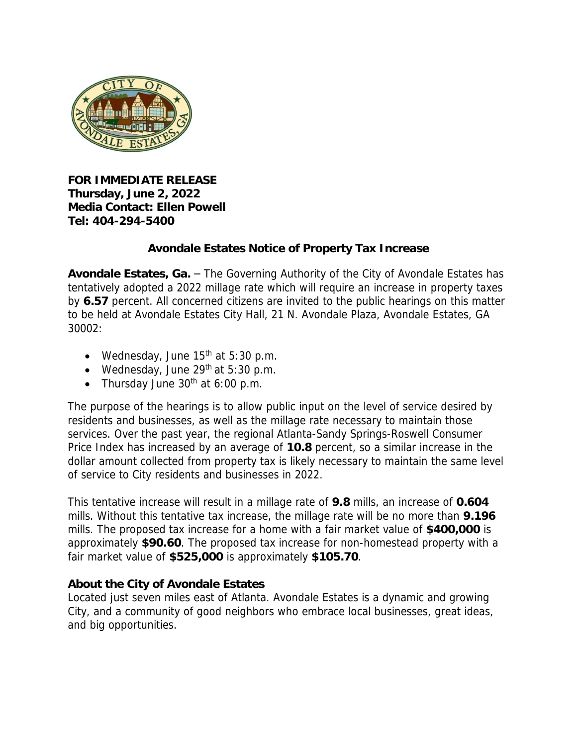**FOR IMMEDIATE RELEASE**
**Thursday, June 2, 2022**
**Media Contact: Ellen Powell**
**Tel: 404-294-5400**

## Avondale Estates Notice of Property Tax Increase

**Avondale Estates, Ga.** – The Governing Authority of the City of Avondale Estates has tentatively adopted a 2022 millage rate which will require an increase in property taxes by **6.57** percent. All concerned citizens are invited to the public hearings on this matter to be held at Avondale Estates City Hall, 21 N. Avondale Plaza, Avondale Estates, GA 30002:

- Wednesday, June 15th at 5:30 p.m.
- Wednesday, June 29th at 5:30 p.m.
- Thursday June 30th at 6:00 p.m.

The purpose of the hearings is to allow public input on the level of service desired by residents and businesses, as well as the millage rate necessary to maintain those services. Over the past year, the regional Atlanta-Sandy Springs-Roswell Consumer Price Index has increased by an average of **10.8** percent, so a similar increase in the dollar amount collected from property tax is likely necessary to maintain the same level of service to City residents and businesses in 2022.

This tentative increase will result in a millage rate of **9.8** mills, an increase of **0.604** mills. Without this tentative tax increase, the millage rate will be no more than **9.196** mills. The proposed tax increase for a home with a fair market value of **$400,000** is approximately **$90.60**. The proposed tax increase for non-homestead property with a fair market value of **$525,000** is approximately **$105.70**.

### About the City of Avondale Estates

Located just seven miles east of Atlanta. Avondale Estates is a dynamic and growing City, and a community of good neighbors who embrace local businesses, great ideas, and big opportunities.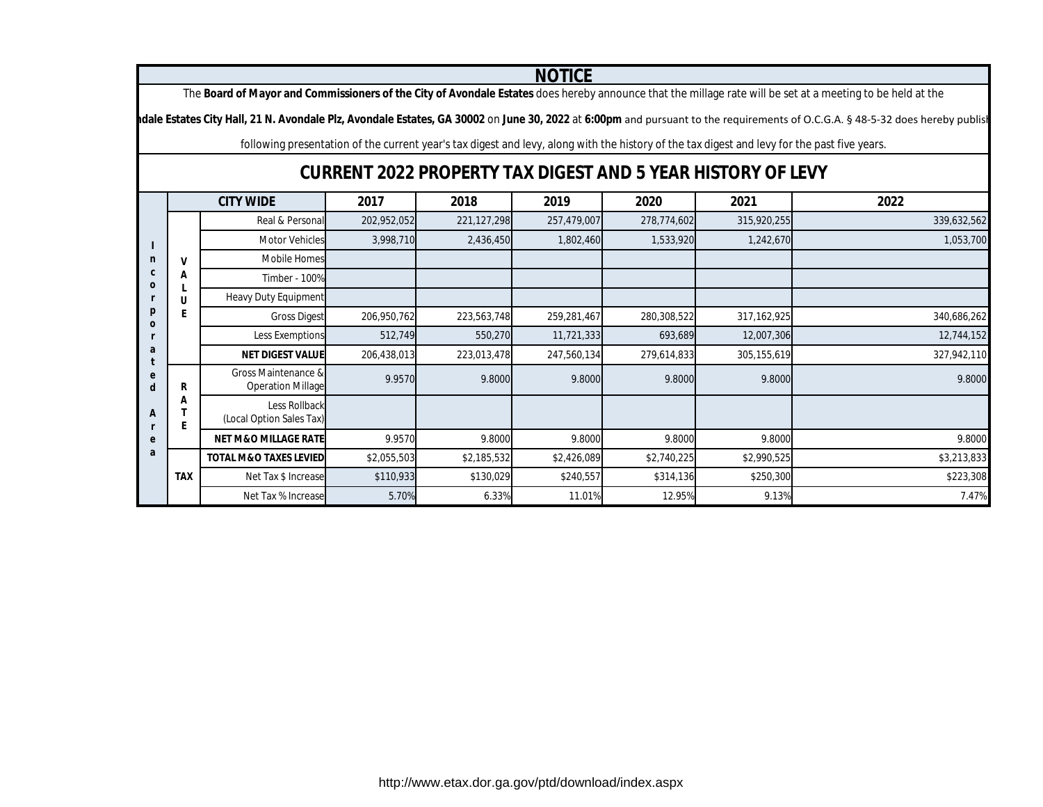# NOTICE

The **Board of Mayor and Commissioners of the City of Avondale Estates** does hereby announce that the millage rate will be set at a meeting to be held at the

**ndale Estates City Hall, 21 N. Avondale Plz, Avondale Estates, GA 30002** on **June 30, 2022** at **6:00pm** and pursuant to the requirements of O.C.G.A. § 48-5-32 does hereby publish

following presentation of the current year's tax digest and levy, along with the history of the tax digest and levy for the past five years.

## CURRENT 2022 PROPERTY TAX DIGEST AND 5 YEAR HISTORY OF LEVY

| | | CITY WIDE | 2017 | 2018 | 2019 | 2020 | 2021 | 2022 |
|---|---|---|---|---|---|---|---|---|
| Incorporated Area | VALUE | Real & Personal | 202,952,052 | 221,127,298 | 257,479,007 | 278,774,602 | 315,920,255 | 339,632,562 |
| | | Motor Vehicles | 3,998,710 | 2,436,450 | 1,802,460 | 1,533,920 | 1,242,670 | 1,053,700 |
| | | Mobile Homes | | | | | | |
| | | Timber - 100% | | | | | | |
| | | Heavy Duty Equipment | | | | | | |
| | | Gross Digest | 206,950,762 | 223,563,748 | 259,281,467 | 280,308,522 | 317,162,925 | 340,686,262 |
| | | Less Exemptions | 512,749 | 550,270 | 11,721,333 | 693,689 | 12,007,306 | 12,744,152 |
| | | **NET DIGEST VALUE** | 206,438,013 | 223,013,478 | 247,560,134 | 279,614,833 | 305,155,619 | 327,942,110 |
| | RATE | Gross Maintenance & Operation Millage | 9.9570 | 9.8000 | 9.8000 | 9.8000 | 9.8000 | 9.8000 |
| | | Less Rollback (Local Option Sales Tax) | | | | | | |
| | | **NET M&O MILLAGE RATE** | 9.9570 | 9.8000 | 9.8000 | 9.8000 | 9.8000 | 9.8000 |
| | TAX | **TOTAL M&O TAXES LEVIED** | $2,055,503 | $2,185,532 | $2,426,089 | $2,740,225 | $2,990,525 | $3,213,833 |
| | | Net Tax $ Increase | $110,933 | $130,029 | $240,557 | $314,136 | $250,300 | $223,308 |
| | | Net Tax % Increase | 5.70% | 6.33% | 11.01% | 12.95% | 9.13% | 7.47% |

http://www.etax.dor.ga.gov/ptd/download/index.aspx